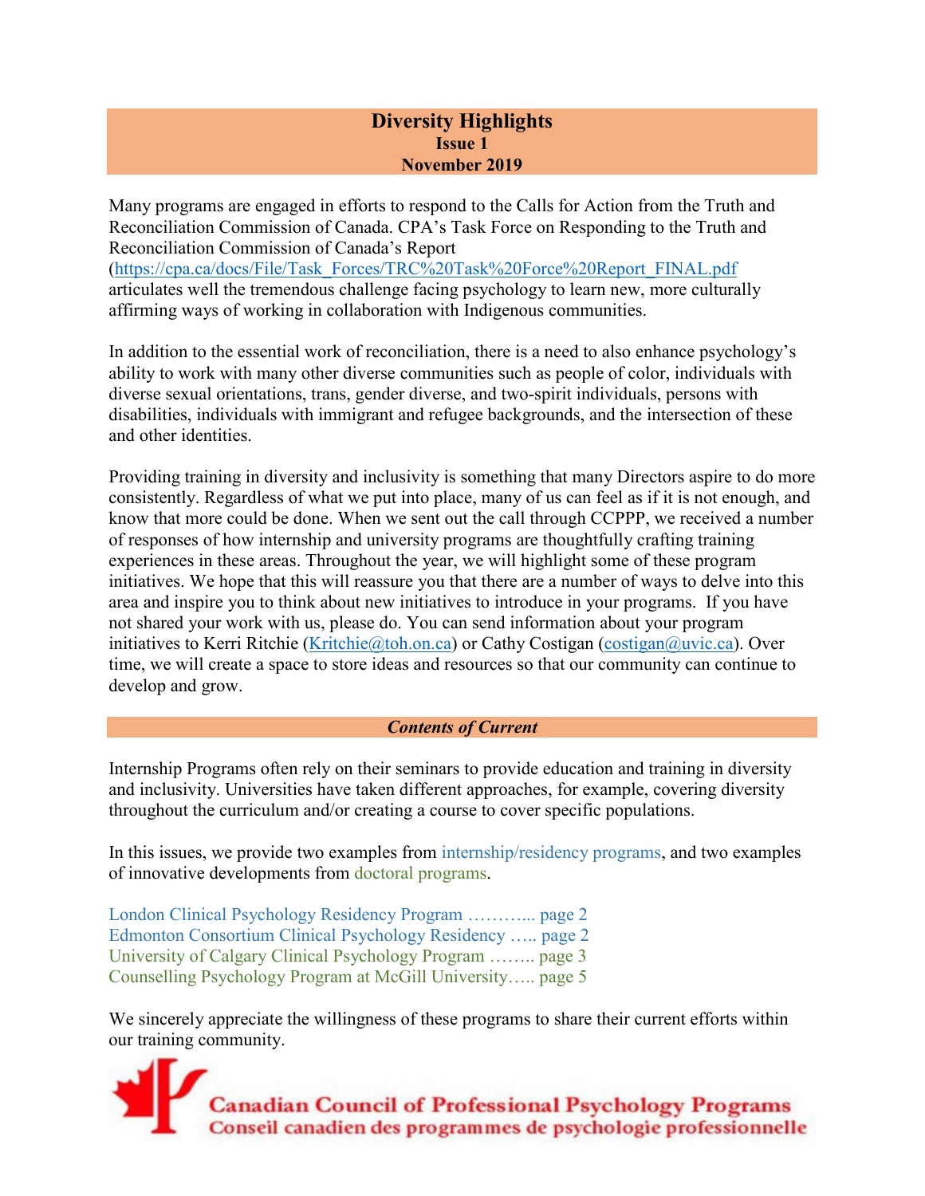# Diversity Highlights

**Issue 1**

**November 2019**

Many programs are engaged in efforts to respond to the Calls for Action from the Truth and Reconciliation Commission of Canada. CPA's Task Force on Responding to the Truth and Reconciliation Commission of Canada's Report (https://cpa.ca/docs/File/Task_Forces/TRC%20Task%20Force%20Report_FINAL.pdf articulates well the tremendous challenge facing psychology to learn new, more culturally affirming ways of working in collaboration with Indigenous communities.

In addition to the essential work of reconciliation, there is a need to also enhance psychology's ability to work with many other diverse communities such as people of color, individuals with diverse sexual orientations, trans, gender diverse, and two-spirit individuals, persons with disabilities, individuals with immigrant and refugee backgrounds, and the intersection of these and other identities.

Providing training in diversity and inclusivity is something that many Directors aspire to do more consistently. Regardless of what we put into place, many of us can feel as if it is not enough, and know that more could be done. When we sent out the call through CCPPP, we received a number of responses of how internship and university programs are thoughtfully crafting training experiences in these areas. Throughout the year, we will highlight some of these program initiatives. We hope that this will reassure you that there are a number of ways to delve into this area and inspire you to think about new initiatives to introduce in your programs. If you have not shared your work with us, please do. You can send information about your program initiatives to Kerri Ritchie (Kritchie@toh.on.ca) or Cathy Costigan (costigan@uvic.ca). Over time, we will create a space to store ideas and resources so that our community can continue to develop and grow.

## *Contents of Current*

Internship Programs often rely on their seminars to provide education and training in diversity and inclusivity. Universities have taken different approaches, for example, covering diversity throughout the curriculum and/or creating a course to cover specific populations.

In this issues, we provide two examples from internship/residency programs, and two examples of innovative developments from doctoral programs.

London Clinical Psychology Residency Program ………... page 2
Edmonton Consortium Clinical Psychology Residency ….. page 2
University of Calgary Clinical Psychology Program …….. page 3
Counselling Psychology Program at McGill University….. page 5

We sincerely appreciate the willingness of these programs to share their current efforts within our training community.

Canadian Council of Professional Psychology Programs
Conseil canadien des programmes de psychologie professionnelle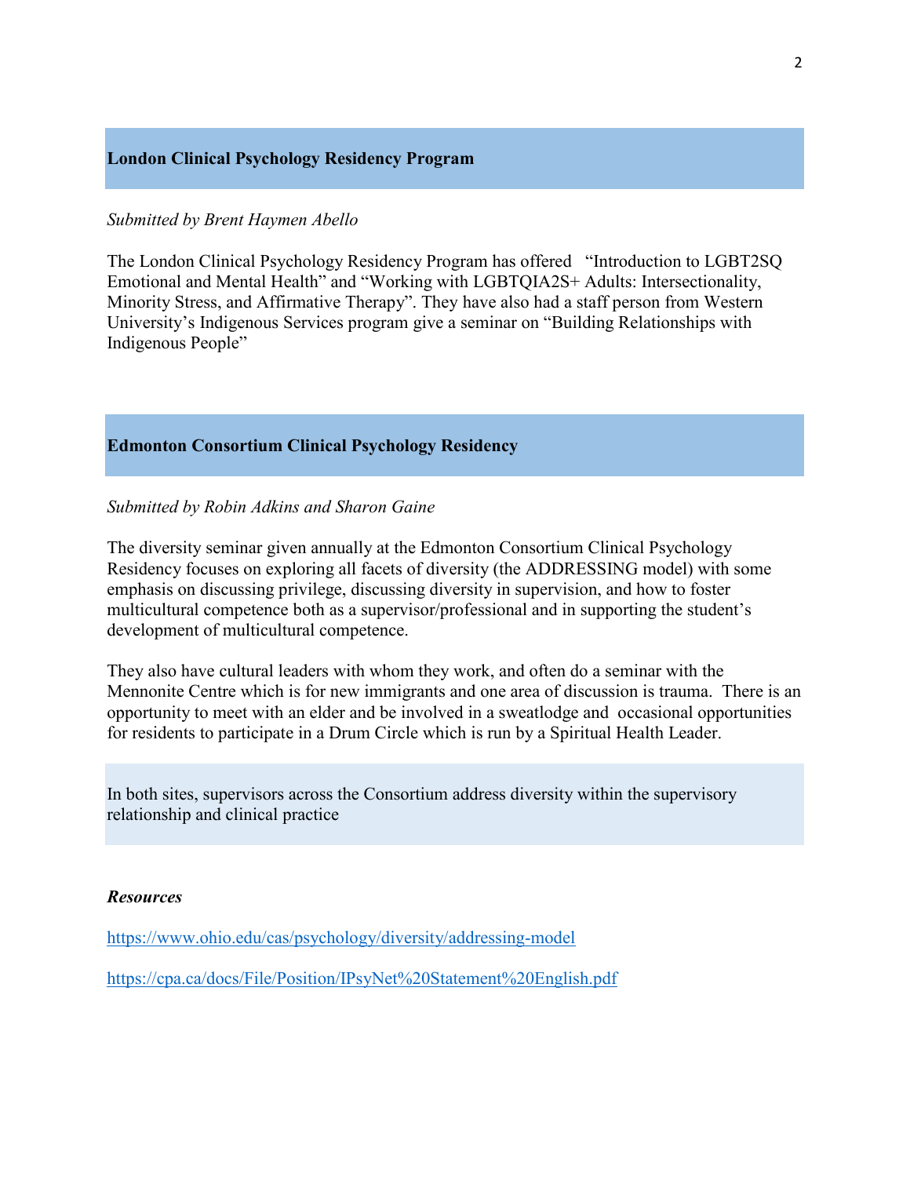## London Clinical Psychology Residency Program

*Submitted by Brent Haymen Abello*

The London Clinical Psychology Residency Program has offered "Introduction to LGBT2SQ Emotional and Mental Health" and "Working with LGBTQIA2S+ Adults: Intersectionality, Minority Stress, and Affirmative Therapy". They have also had a staff person from Western University's Indigenous Services program give a seminar on "Building Relationships with Indigenous People"

## Edmonton Consortium Clinical Psychology Residency

*Submitted by Robin Adkins and Sharon Gaine*

The diversity seminar given annually at the Edmonton Consortium Clinical Psychology Residency focuses on exploring all facets of diversity (the ADDRESSING model) with some emphasis on discussing privilege, discussing diversity in supervision, and how to foster multicultural competence both as a supervisor/professional and in supporting the student's development of multicultural competence.

They also have cultural leaders with whom they work, and often do a seminar with the Mennonite Centre which is for new immigrants and one area of discussion is trauma. There is an opportunity to meet with an elder and be involved in a sweatlodge and occasional opportunities for residents to participate in a Drum Circle which is run by a Spiritual Health Leader.

In both sites, supervisors across the Consortium address diversity within the supervisory relationship and clinical practice

***Resources***

https://www.ohio.edu/cas/psychology/diversity/addressing-model

https://cpa.ca/docs/File/Position/IPsyNet%20Statement%20English.pdf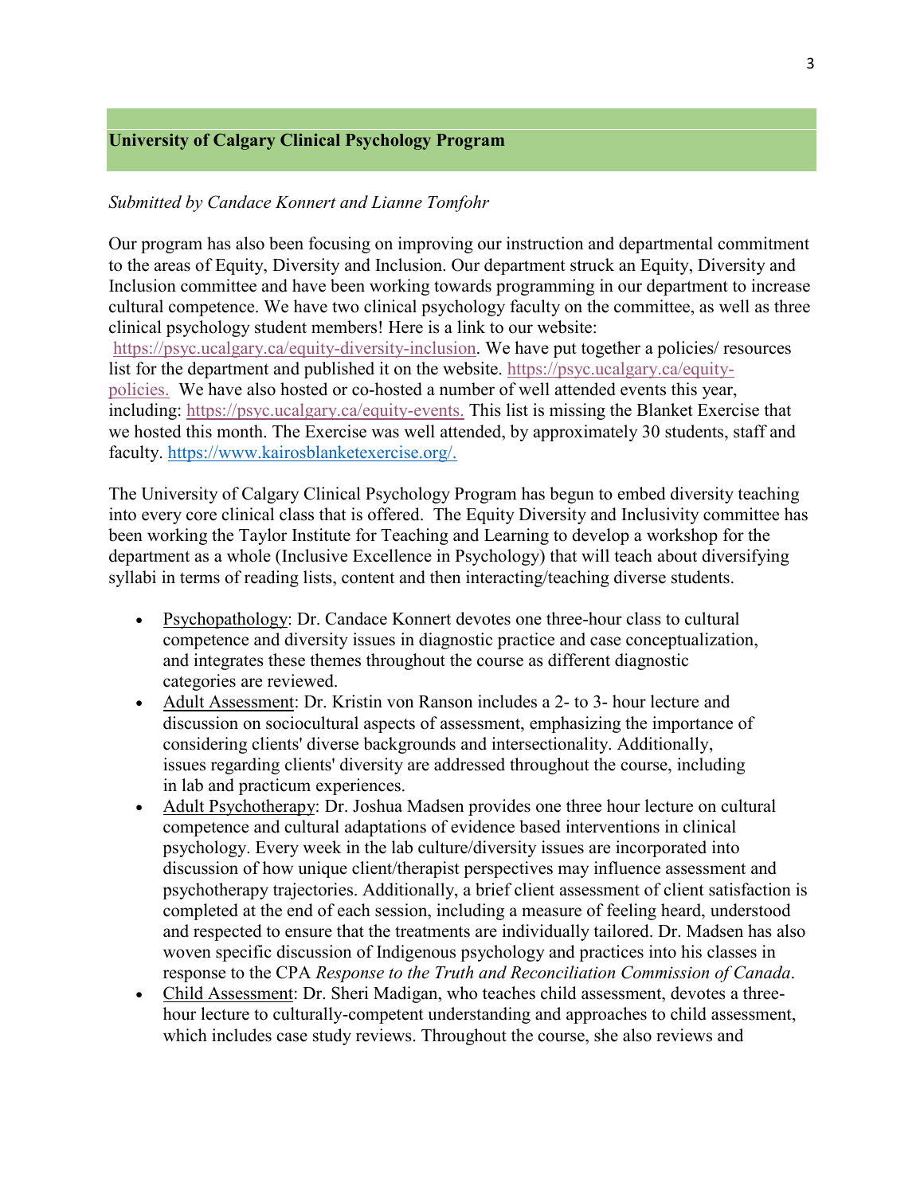## University of Calgary Clinical Psychology Program

*Submitted by Candace Konnert and Lianne Tomfohr*

Our program has also been focusing on improving our instruction and departmental commitment to the areas of Equity, Diversity and Inclusion. Our department struck an Equity, Diversity and Inclusion committee and have been working towards programming in our department to increase cultural competence. We have two clinical psychology faculty on the committee, as well as three clinical psychology student members! Here is a link to our website: https://psyc.ucalgary.ca/equity-diversity-inclusion. We have put together a policies/ resources list for the department and published it on the website. https://psyc.ucalgary.ca/equity-policies. We have also hosted or co-hosted a number of well attended events this year, including: https://psyc.ucalgary.ca/equity-events. This list is missing the Blanket Exercise that we hosted this month. The Exercise was well attended, by approximately 30 students, staff and faculty. https://www.kairosblanketexercise.org/.

The University of Calgary Clinical Psychology Program has begun to embed diversity teaching into every core clinical class that is offered. The Equity Diversity and Inclusivity committee has been working the Taylor Institute for Teaching and Learning to develop a workshop for the department as a whole (Inclusive Excellence in Psychology) that will teach about diversifying syllabi in terms of reading lists, content and then interacting/teaching diverse students.

- Psychopathology: Dr. Candace Konnert devotes one three-hour class to cultural competence and diversity issues in diagnostic practice and case conceptualization, and integrates these themes throughout the course as different diagnostic categories are reviewed.
- Adult Assessment: Dr. Kristin von Ranson includes a 2- to 3- hour lecture and discussion on sociocultural aspects of assessment, emphasizing the importance of considering clients' diverse backgrounds and intersectionality. Additionally, issues regarding clients' diversity are addressed throughout the course, including in lab and practicum experiences.
- Adult Psychotherapy: Dr. Joshua Madsen provides one three hour lecture on cultural competence and cultural adaptations of evidence based interventions in clinical psychology. Every week in the lab culture/diversity issues are incorporated into discussion of how unique client/therapist perspectives may influence assessment and psychotherapy trajectories. Additionally, a brief client assessment of client satisfaction is completed at the end of each session, including a measure of feeling heard, understood and respected to ensure that the treatments are individually tailored. Dr. Madsen has also woven specific discussion of Indigenous psychology and practices into his classes in response to the CPA *Response to the Truth and Reconciliation Commission of Canada*.
- Child Assessment: Dr. Sheri Madigan, who teaches child assessment, devotes a three-hour lecture to culturally-competent understanding and approaches to child assessment, which includes case study reviews. Throughout the course, she also reviews and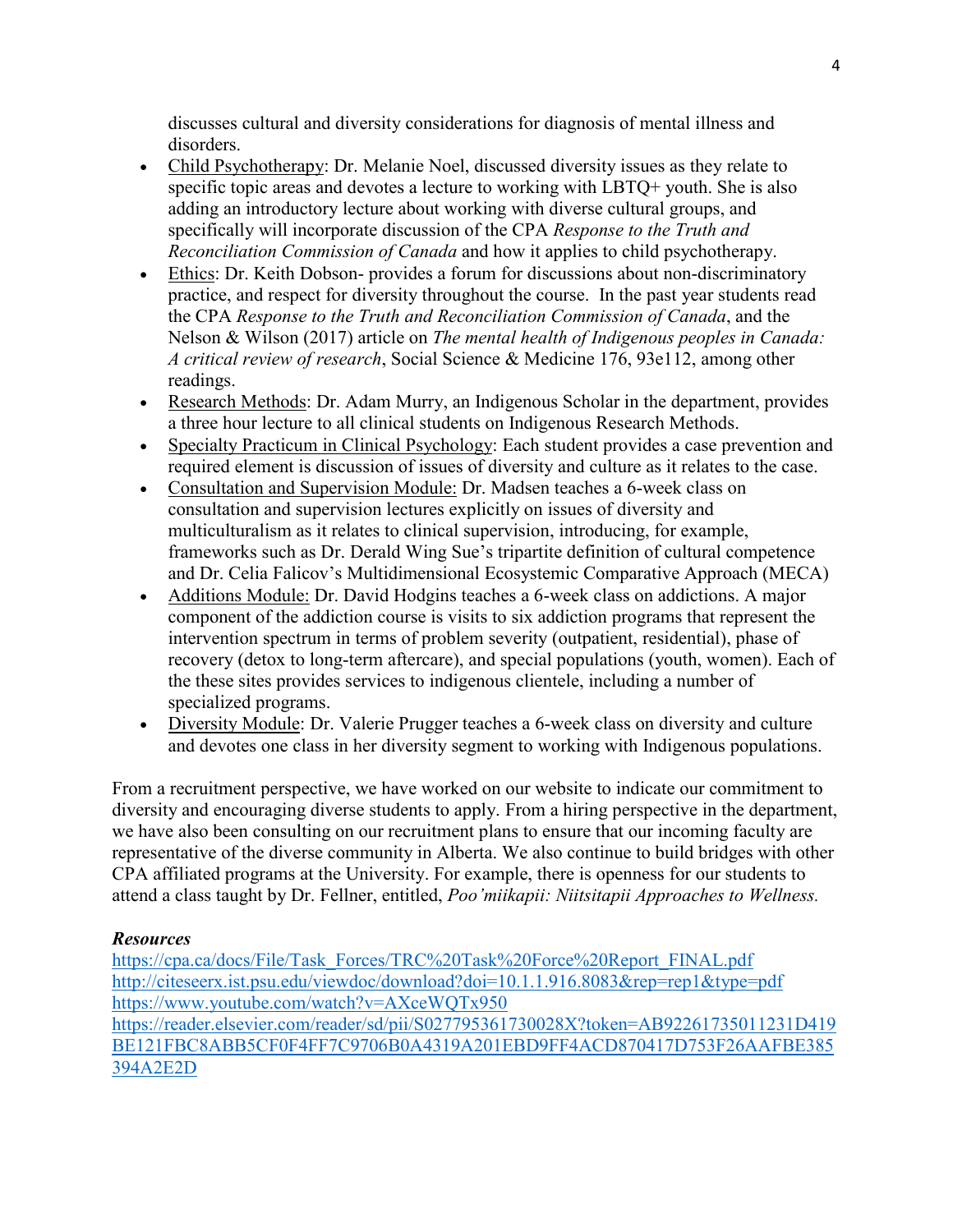discusses cultural and diversity considerations for diagnosis of mental illness and disorders.

- <u>Child Psychotherapy</u>: Dr. Melanie Noel, discussed diversity issues as they relate to specific topic areas and devotes a lecture to working with LBTQ+ youth. She is also adding an introductory lecture about working with diverse cultural groups, and specifically will incorporate discussion of the CPA *Response to the Truth and Reconciliation Commission of Canada* and how it applies to child psychotherapy.
- <u>Ethics</u>: Dr. Keith Dobson- provides a forum for discussions about non-discriminatory practice, and respect for diversity throughout the course. In the past year students read the CPA *Response to the Truth and Reconciliation Commission of Canada*, and the Nelson & Wilson (2017) article on *The mental health of Indigenous peoples in Canada: A critical review of research*, Social Science & Medicine 176, 93e112, among other readings.
- <u>Research Methods</u>: Dr. Adam Murry, an Indigenous Scholar in the department, provides a three hour lecture to all clinical students on Indigenous Research Methods.
- <u>Specialty Practicum in Clinical Psychology</u>: Each student provides a case prevention and required element is discussion of issues of diversity and culture as it relates to the case.
- <u>Consultation and Supervision Module:</u> Dr. Madsen teaches a 6-week class on consultation and supervision lectures explicitly on issues of diversity and multiculturalism as it relates to clinical supervision, introducing, for example, frameworks such as Dr. Derald Wing Sue's tripartite definition of cultural competence and Dr. Celia Falicov's Multidimensional Ecosystemic Comparative Approach (MECA)
- <u>Additions Module:</u> Dr. David Hodgins teaches a 6-week class on addictions. A major component of the addiction course is visits to six addiction programs that represent the intervention spectrum in terms of problem severity (outpatient, residential), phase of recovery (detox to long-term aftercare), and special populations (youth, women). Each of the these sites provides services to indigenous clientele, including a number of specialized programs.
- <u>Diversity Module</u>: Dr. Valerie Prugger teaches a 6-week class on diversity and culture and devotes one class in her diversity segment to working with Indigenous populations.

From a recruitment perspective, we have worked on our website to indicate our commitment to diversity and encouraging diverse students to apply. From a hiring perspective in the department, we have also been consulting on our recruitment plans to ensure that our incoming faculty are representative of the diverse community in Alberta. We also continue to build bridges with other CPA affiliated programs at the University. For example, there is openness for our students to attend a class taught by Dr. Fellner, entitled, *Poo'miikapii: Niitsitapii Approaches to Wellness.*

***Resources***

https://cpa.ca/docs/File/Task_Forces/TRC%20Task%20Force%20Report_FINAL.pdf
http://citeseerx.ist.psu.edu/viewdoc/download?doi=10.1.1.916.8083&rep=rep1&type=pdf
https://www.youtube.com/watch?v=AXceWQTx950
https://reader.elsevier.com/reader/sd/pii/S027795361730028X?token=AB92261735011231D419BE121FBC8ABB5CF0F4FF7C9706B0A4319A201EBD9FF4ACD870417D753F26AAFBE385394A2E2D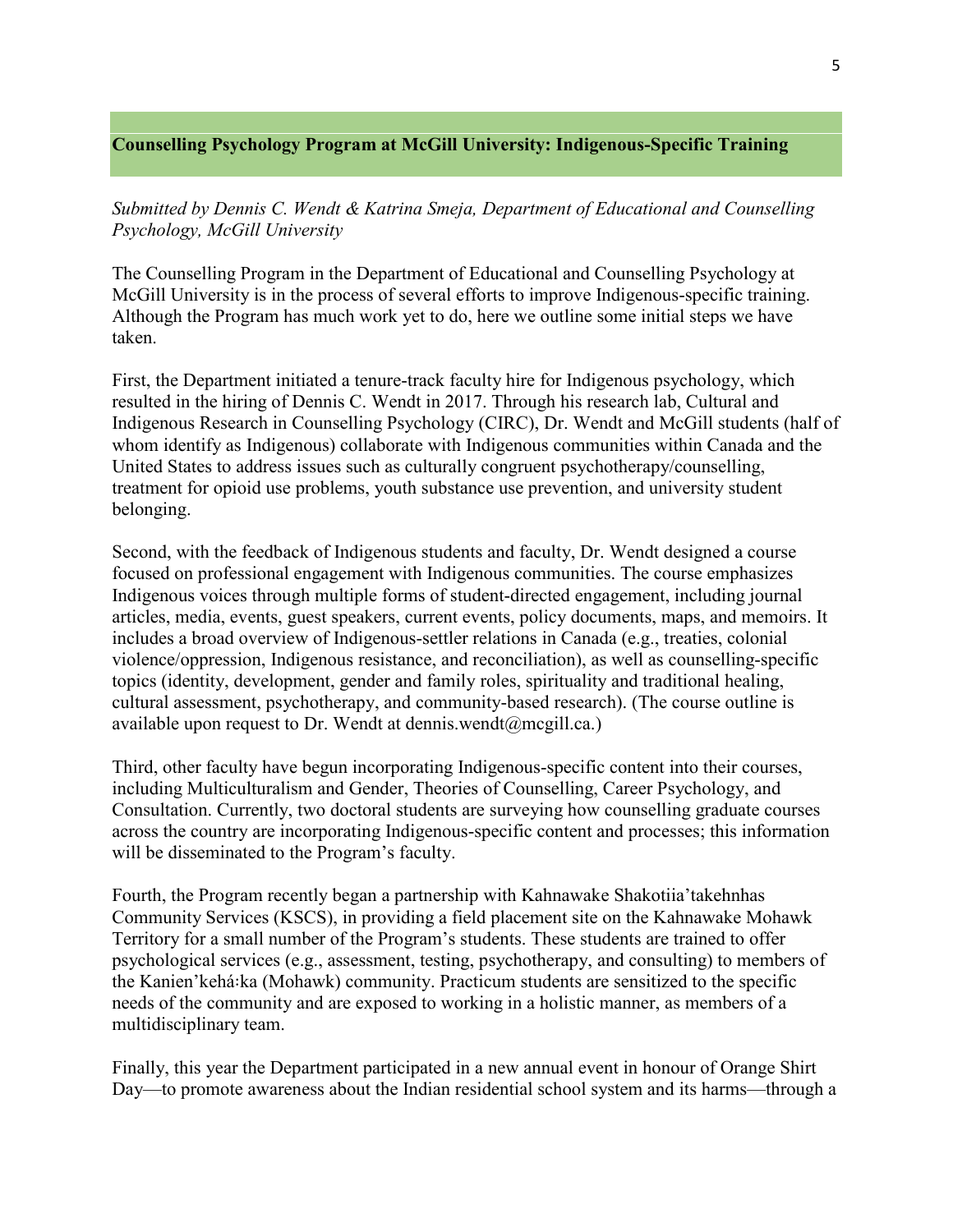## Counselling Psychology Program at McGill University: Indigenous-Specific Training

*Submitted by Dennis C. Wendt & Katrina Smeja, Department of Educational and Counselling Psychology, McGill University*

The Counselling Program in the Department of Educational and Counselling Psychology at McGill University is in the process of several efforts to improve Indigenous-specific training. Although the Program has much work yet to do, here we outline some initial steps we have taken.

First, the Department initiated a tenure-track faculty hire for Indigenous psychology, which resulted in the hiring of Dennis C. Wendt in 2017. Through his research lab, Cultural and Indigenous Research in Counselling Psychology (CIRC), Dr. Wendt and McGill students (half of whom identify as Indigenous) collaborate with Indigenous communities within Canada and the United States to address issues such as culturally congruent psychotherapy/counselling, treatment for opioid use problems, youth substance use prevention, and university student belonging.

Second, with the feedback of Indigenous students and faculty, Dr. Wendt designed a course focused on professional engagement with Indigenous communities. The course emphasizes Indigenous voices through multiple forms of student-directed engagement, including journal articles, media, events, guest speakers, current events, policy documents, maps, and memoirs. It includes a broad overview of Indigenous-settler relations in Canada (e.g., treaties, colonial violence/oppression, Indigenous resistance, and reconciliation), as well as counselling-specific topics (identity, development, gender and family roles, spirituality and traditional healing, cultural assessment, psychotherapy, and community-based research). (The course outline is available upon request to Dr. Wendt at dennis.wendt@mcgill.ca.)

Third, other faculty have begun incorporating Indigenous-specific content into their courses, including Multiculturalism and Gender, Theories of Counselling, Career Psychology, and Consultation. Currently, two doctoral students are surveying how counselling graduate courses across the country are incorporating Indigenous-specific content and processes; this information will be disseminated to the Program's faculty.

Fourth, the Program recently began a partnership with Kahnawake Shakotiia'takehnhas Community Services (KSCS), in providing a field placement site on the Kahnawake Mohawk Territory for a small number of the Program's students. These students are trained to offer psychological services (e.g., assessment, testing, psychotherapy, and consulting) to members of the Kanien'kehá:ka (Mohawk) community. Practicum students are sensitized to the specific needs of the community and are exposed to working in a holistic manner, as members of a multidisciplinary team.

Finally, this year the Department participated in a new annual event in honour of Orange Shirt Day—to promote awareness about the Indian residential school system and its harms—through a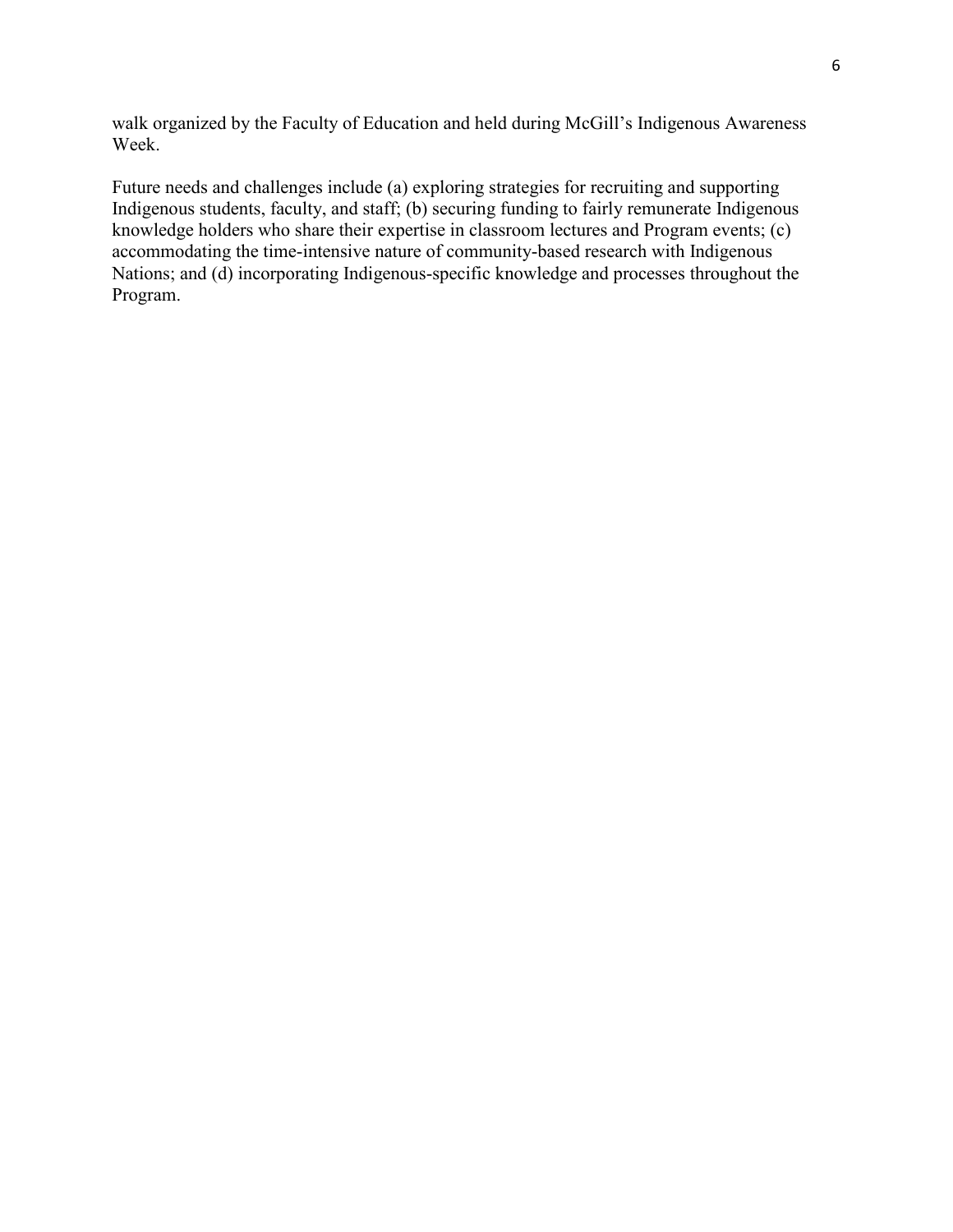walk organized by the Faculty of Education and held during McGill's Indigenous Awareness Week.

Future needs and challenges include (a) exploring strategies for recruiting and supporting Indigenous students, faculty, and staff; (b) securing funding to fairly remunerate Indigenous knowledge holders who share their expertise in classroom lectures and Program events; (c) accommodating the time-intensive nature of community-based research with Indigenous Nations; and (d) incorporating Indigenous-specific knowledge and processes throughout the Program.